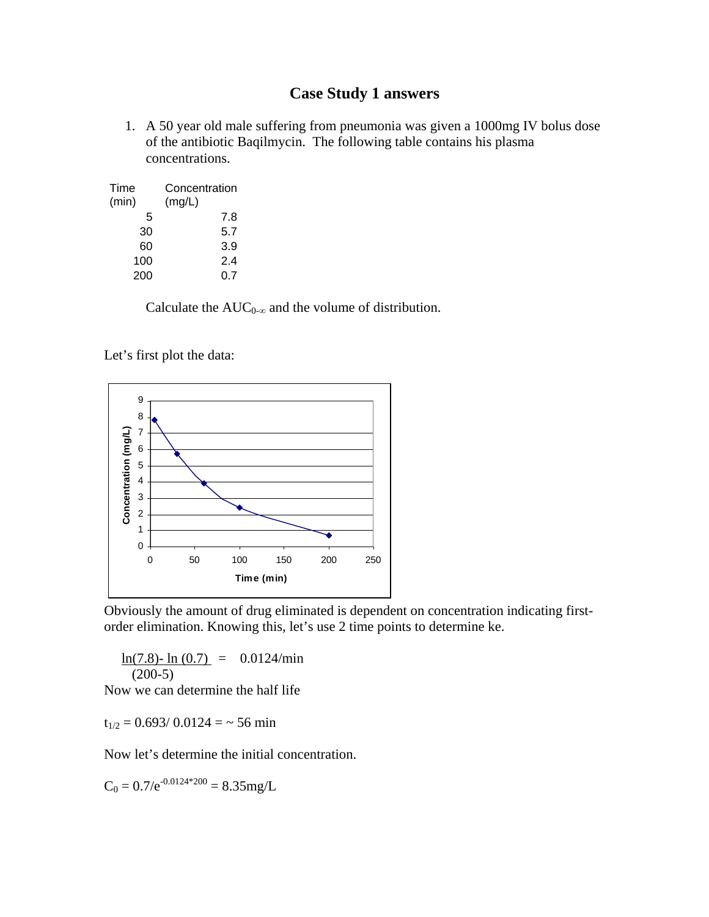# Case Study 1 answers

1. A 50 year old male suffering from pneumonia was given a 1000mg IV bolus dose of the antibiotic Baqilmycin. The following table contains his plasma concentrations.

| Time (min) | Concentration (mg/L) |
|---|---|
| 5 | 7.8 |
| 30 | 5.7 |
| 60 | 3.9 |
| 100 | 2.4 |
| 200 | 0.7 |

Calculate the $AUC_{0-\infty}$ and the volume of distribution.

Let's first plot the data:

Obviously the amount of drug eliminated is dependent on concentration indicating first-order elimination. Knowing this, let's use 2 time points to determine ke.

$$\frac{\ln(7.8) - \ln(0.7)}{(200-5)} = 0.0124/\text{min}$$

Now we can determine the half life

$t_{1/2} = 0.693/\ 0.0124 = \sim 56$ min

Now let's determine the initial concentration.

$C_0 = 0.7/e^{-0.0124*200} = 8.35$mg/L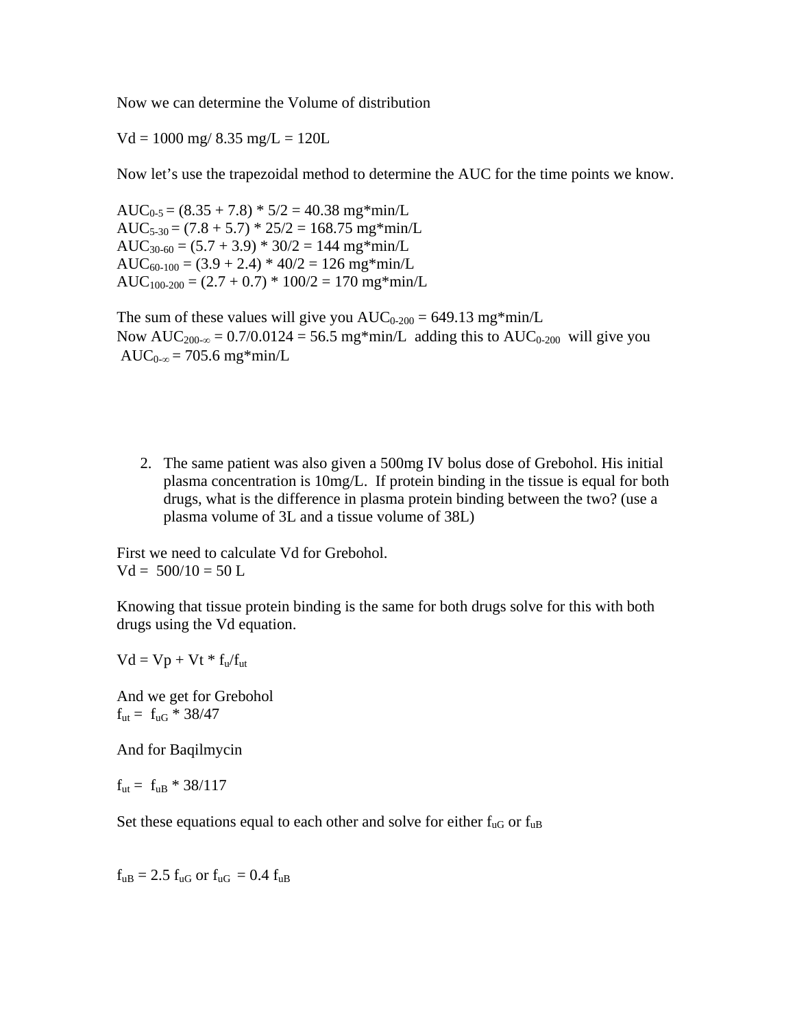Now we can determine the Volume of distribution

Vd = 1000 mg/ 8.35 mg/L = 120L

Now let's use the trapezoidal method to determine the AUC for the time points we know.

$AUC_{0-5}$ = (8.35 + 7.8) * 5/2 = 40.38 mg*min/L
$AUC_{5-30}$ = (7.8 + 5.7) * 25/2 = 168.75 mg*min/L
$AUC_{30-60}$ = (5.7 + 3.9) * 30/2 = 144 mg*min/L
$AUC_{60-100}$ = (3.9 + 2.4) * 40/2 = 126 mg*min/L
$AUC_{100-200}$ = (2.7 + 0.7) * 100/2 = 170 mg*min/L

The sum of these values will give you $AUC_{0-200}$ = 649.13 mg*min/L
Now $AUC_{200-\infty}$ = 0.7/0.0124 = 56.5 mg*min/L adding this to $AUC_{0-200}$ will give you
$AUC_{0-\infty}$ = 705.6 mg*min/L

2. The same patient was also given a 500mg IV bolus dose of Grebohol. His initial plasma concentration is 10mg/L. If protein binding in the tissue is equal for both drugs, what is the difference in plasma protein binding between the two? (use a plasma volume of 3L and a tissue volume of 38L)

First we need to calculate Vd for Grebohol.
Vd = 500/10 = 50 L

Knowing that tissue protein binding is the same for both drugs solve for this with both drugs using the Vd equation.

$Vd = Vp + Vt * f_u/f_{ut}$

And we get for Grebohol
$f_{ut} = f_{uG} * 38/47$

And for Baqilmycin

$f_{ut} = f_{uB} * 38/117$

Set these equations equal to each other and solve for either $f_{uG}$ or $f_{uB}$

$f_{uB} = 2.5 f_{uG}$ or $f_{uG} = 0.4 f_{uB}$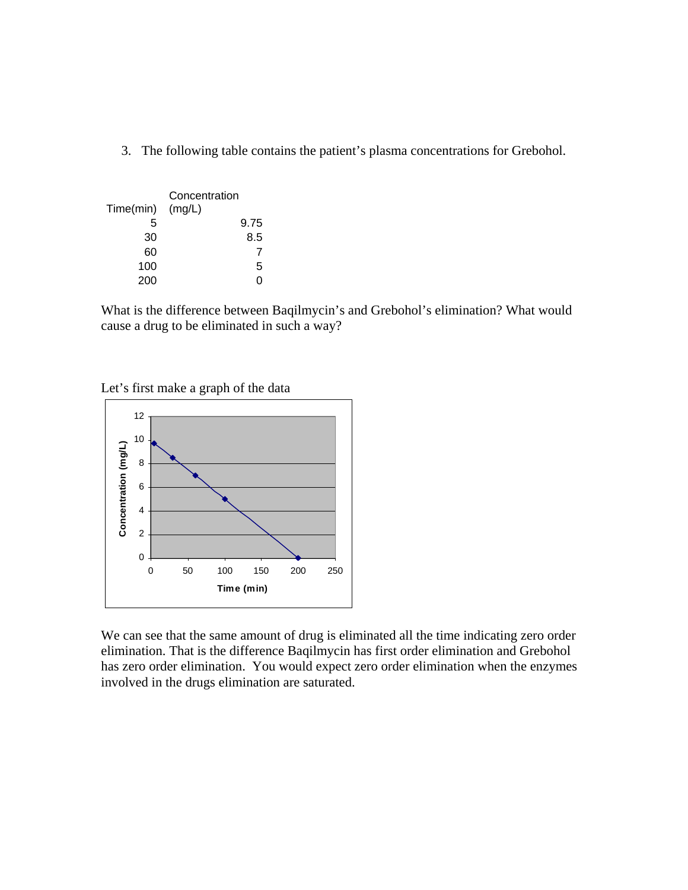3. The following table contains the patient's plasma concentrations for Grebohol.

| Time(min) | Concentration (mg/L) |
|---|---|
| 5 | 9.75 |
| 30 | 8.5 |
| 60 | 7 |
| 100 | 5 |
| 200 | 0 |

What is the difference between Baqilmycin's and Grebohol's elimination? What would cause a drug to be eliminated in such a way?

Let's first make a graph of the data

12
10
8
6
4
2
0
Concentration (mg/L)
0 50 100 150 200 250
Time (min)

We can see that the same amount of drug is eliminated all the time indicating zero order elimination. That is the difference Baqilmycin has first order elimination and Grebohol has zero order elimination. You would expect zero order elimination when the enzymes involved in the drugs elimination are saturated.